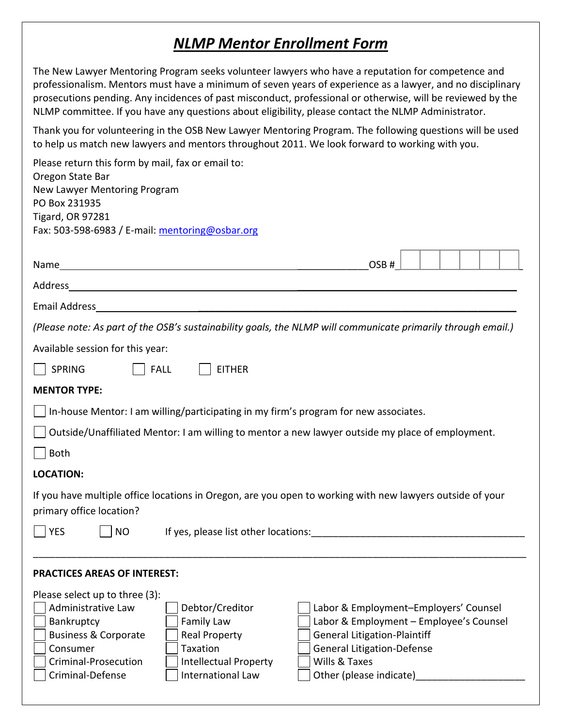# ***NLMP Mentor Enrollment Form***

The New Lawyer Mentoring Program seeks volunteer lawyers who have a reputation for competence and professionalism. Mentors must have a minimum of seven years of experience as a lawyer, and no disciplinary prosecutions pending. Any incidences of past misconduct, professional or otherwise, will be reviewed by the NLMP committee. If you have any questions about eligibility, please contact the NLMP Administrator.

Thank you for volunteering in the OSB New Lawyer Mentoring Program. The following questions will be used to help us match new lawyers and mentors throughout 2011. We look forward to working with you.

Please return this form by mail, fax or email to:
Oregon State Bar
New Lawyer Mentoring Program
PO Box 231935
Tigard, OR 97281
Fax: 503-598-6983 / E-mail: mentoring@osbar.org

Name_______________________________________________________________ OSB #☐☐☐☐☐☐

Address_______________________________________________________________________________

Email Address__________________________________________________________________________

*(Please note: As part of the OSB's sustainability goals, the NLMP will communicate primarily through email.)*

Available session for this year:

☐ SPRING ☐ FALL ☐ EITHER

**MENTOR TYPE:**

☐ In-house Mentor: I am willing/participating in my firm's program for new associates.

☐ Outside/Unaffiliated Mentor: I am willing to mentor a new lawyer outside my place of employment.

☐ Both

**LOCATION:**

If you have multiple office locations in Oregon, are you open to working with new lawyers outside of your primary office location?

☐ YES ☐ NO If yes, please list other locations:_______________________________________

_______________________________________________________________________________________________

**PRACTICES AREAS OF INTEREST:**

Please select up to three (3):

☐ Administrative Law
☐ Bankruptcy
☐ Business & Corporate
☐ Consumer
☐ Criminal-Prosecution
☐ Criminal-Defense
☐ Debtor/Creditor
☐ Family Law
☐ Real Property
☐ Taxation
☐ Intellectual Property
☐ International Law
☐ Labor & Employment–Employers' Counsel
☐ Labor & Employment – Employee's Counsel
☐ General Litigation-Plaintiff
☐ General Litigation-Defense
☐ Wills & Taxes
☐ Other (please indicate)____________________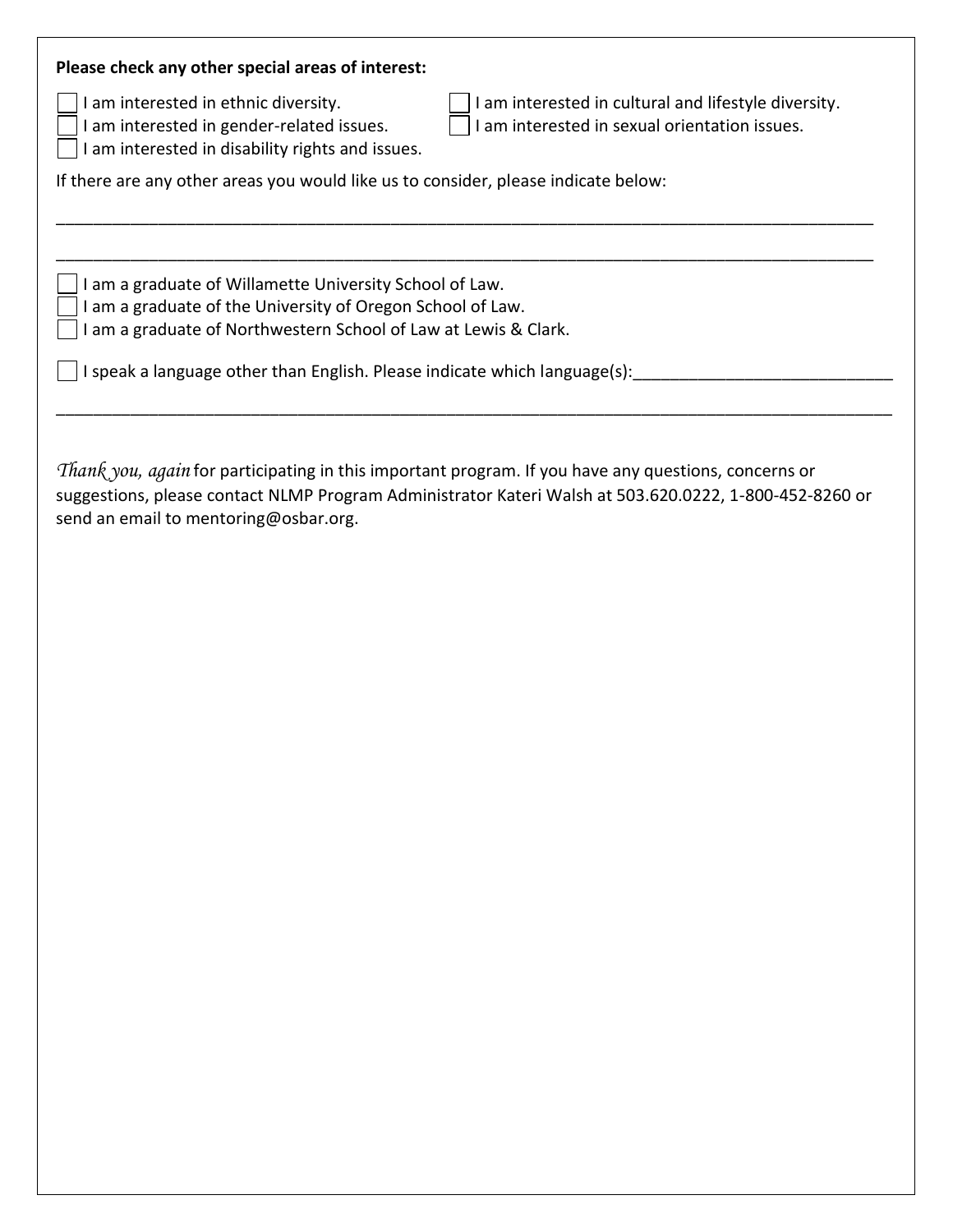**Please check any other special areas of interest:**

- ☐ I am interested in ethnic diversity.
- ☐ I am interested in cultural and lifestyle diversity.
- ☐ I am interested in gender-related issues.
- ☐ I am interested in sexual orientation issues.
- ☐ I am interested in disability rights and issues.

If there are any other areas you would like us to consider, please indicate below:

______________________________________________________________________________________

______________________________________________________________________________________

- ☐ I am a graduate of Willamette University School of Law.
- ☐ I am a graduate of the University of Oregon School of Law.
- ☐ I am a graduate of Northwestern School of Law at Lewis & Clark.

☐ I speak a language other than English. Please indicate which language(s):___________________________

______________________________________________________________________________________

*Thank you, again* for participating in this important program. If you have any questions, concerns or suggestions, please contact NLMP Program Administrator Kateri Walsh at 503.620.0222, 1-800-452-8260 or send an email to mentoring@osbar.org.